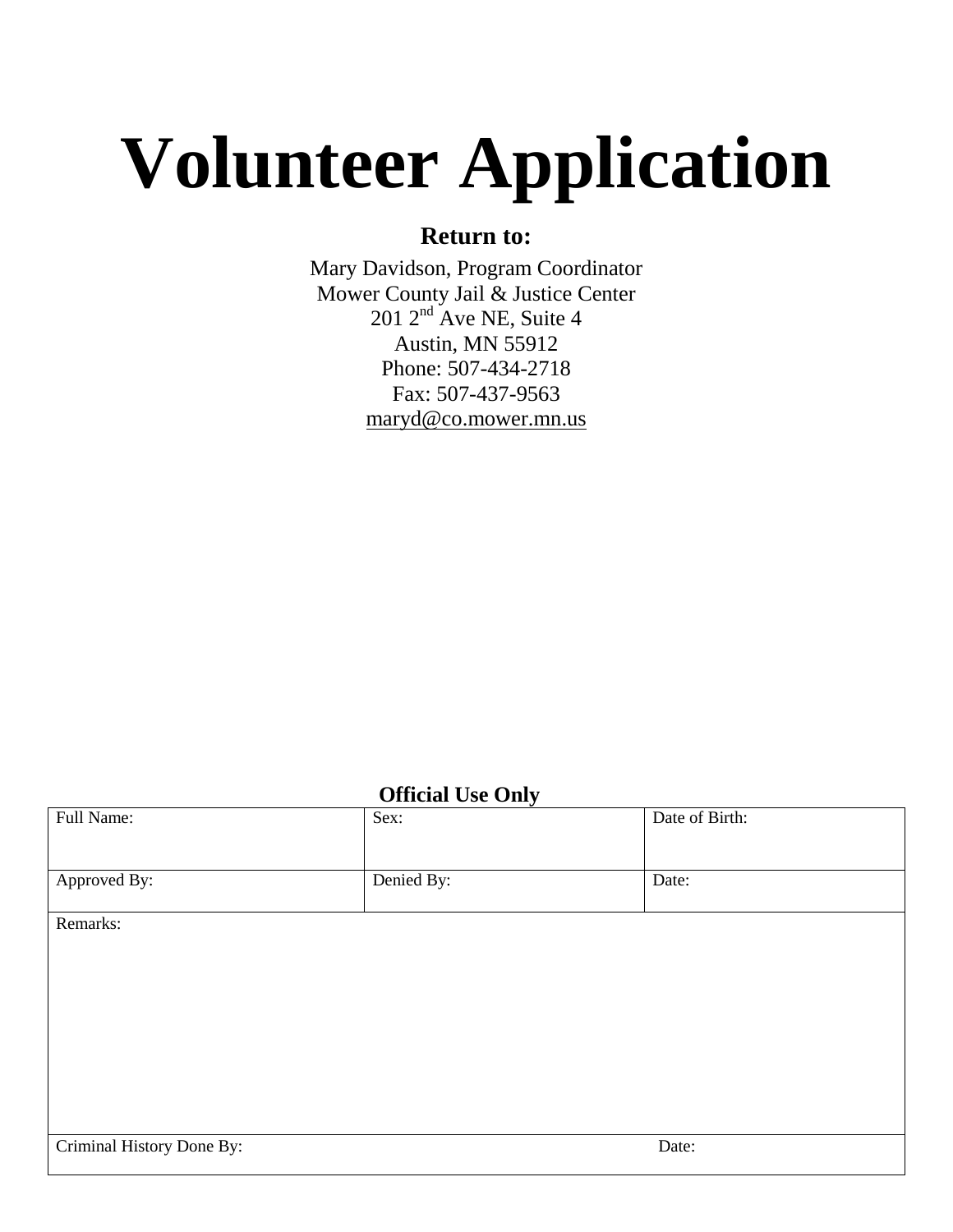# Volunteer Application

**Return to:**

Mary Davidson, Program Coordinator
Mower County Jail & Justice Center
201 2nd Ave NE, Suite 4
Austin, MN 55912
Phone: 507-434-2718
Fax: 507-437-9563
maryd@co.mower.mn.us

**Official Use Only**

| Full Name: | Sex: | Date of Birth: |
|---|---|---|
| Approved By: | Denied By: | Date: |
| Remarks: | | |
| Criminal History Done By: | | Date: |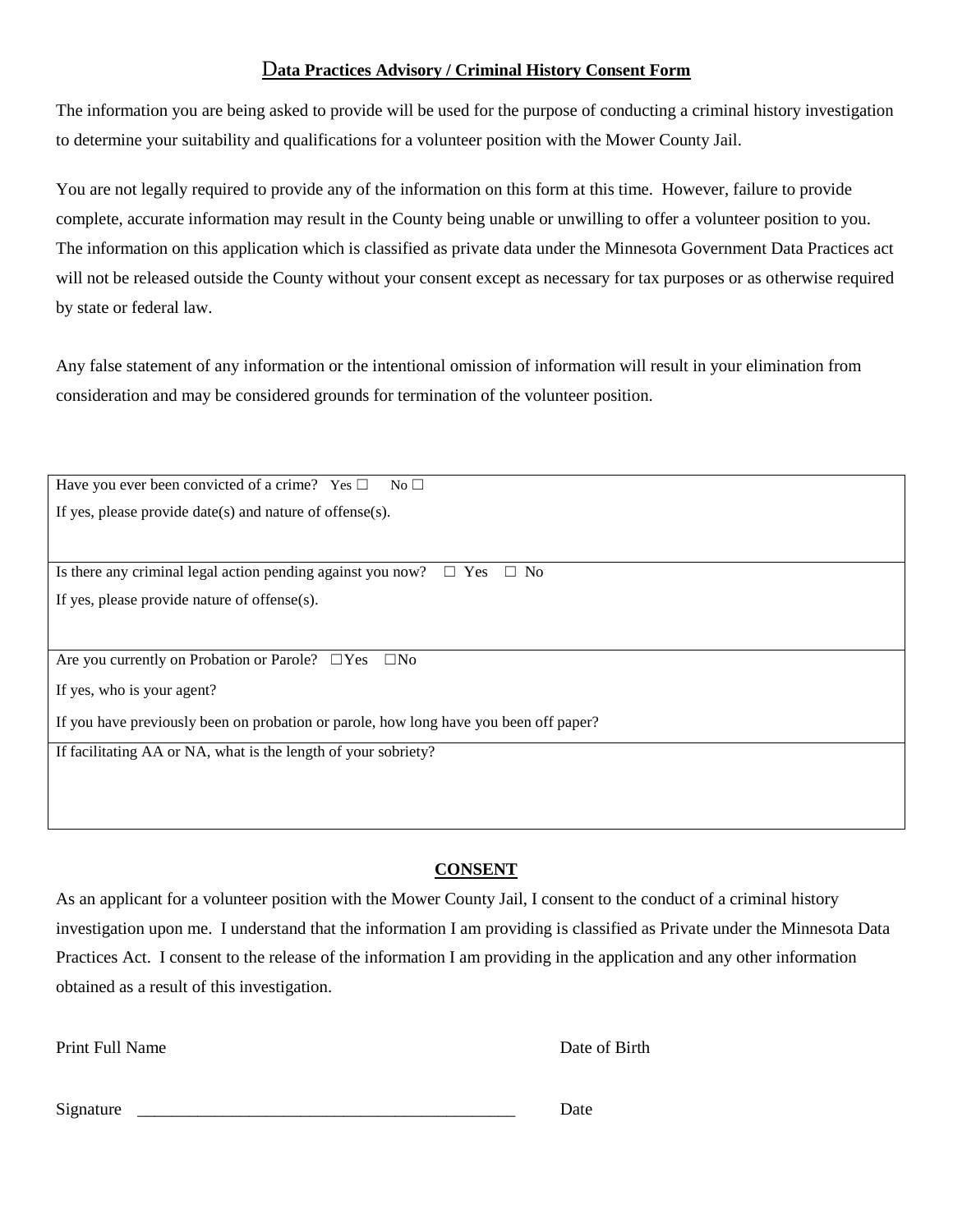## Data Practices Advisory / Criminal History Consent Form

The information you are being asked to provide will be used for the purpose of conducting a criminal history investigation to determine your suitability and qualifications for a volunteer position with the Mower County Jail.

You are not legally required to provide any of the information on this form at this time. However, failure to provide complete, accurate information may result in the County being unable or unwilling to offer a volunteer position to you. The information on this application which is classified as private data under the Minnesota Government Data Practices act will not be released outside the County without your consent except as necessary for tax purposes or as otherwise required by state or federal law.

Any false statement of any information or the intentional omission of information will result in your elimination from consideration and may be considered grounds for termination of the volunteer position.

| |
|---|
| Have you ever been convicted of a crime? Yes ☐ No ☐<br>If yes, please provide date(s) and nature of offense(s). |
| Is there any criminal legal action pending against you now? ☐ Yes ☐ No<br>If yes, please provide nature of offense(s). |
| Are you currently on Probation or Parole? ☐Yes ☐No<br>If yes, who is your agent?<br>If you have previously been on probation or parole, how long have you been off paper? |
| If facilitating AA or NA, what is the length of your sobriety? |

### CONSENT

As an applicant for a volunteer position with the Mower County Jail, I consent to the conduct of a criminal history investigation upon me. I understand that the information I am providing is classified as Private under the Minnesota Data Practices Act. I consent to the release of the information I am providing in the application and any other information obtained as a result of this investigation.

Print Full Name Date of Birth

Signature \_\_\_\_\_\_\_\_\_\_\_\_\_\_\_\_\_\_\_\_\_\_\_\_\_\_\_\_\_\_\_\_\_\_\_\_\_\_\_\_\_\_\_\_ Date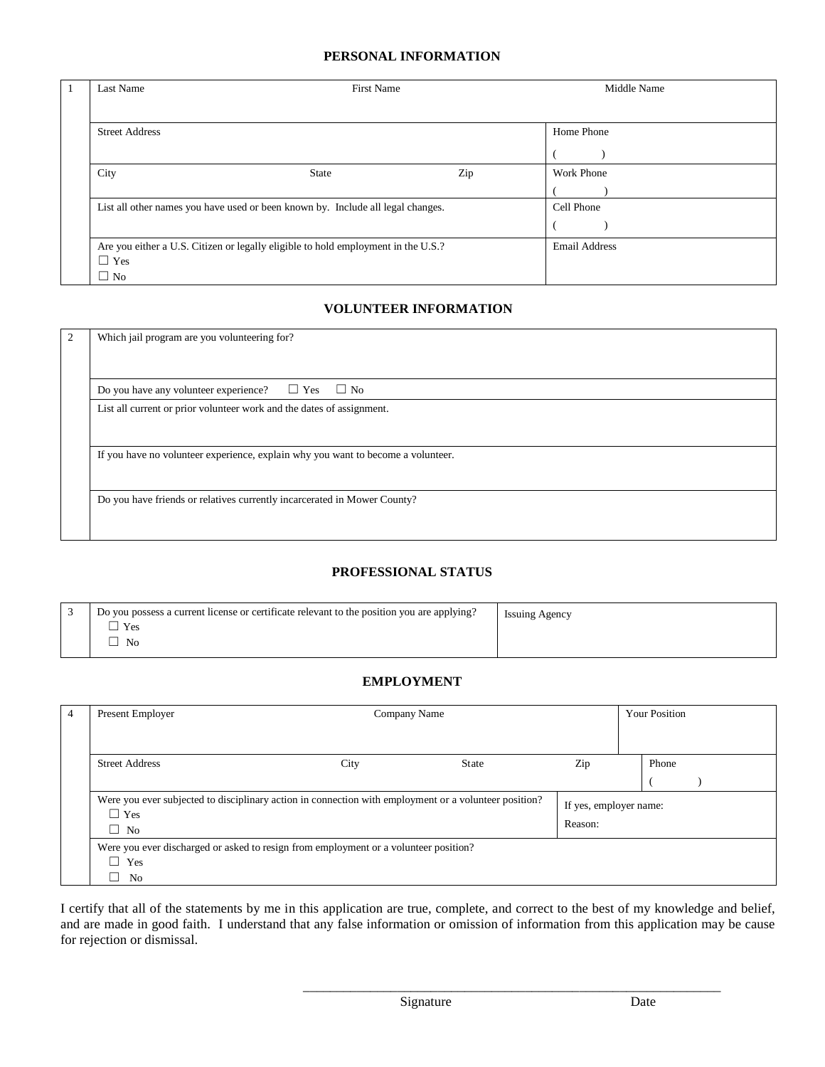## PERSONAL INFORMATION

| 1 | Last Name First Name Middle Name | |
|---|---|---|
| | Street Address | Home Phone<br>( ) |
| | City State Zip | Work Phone<br>( ) |
| | List all other names you have used or been known by. Include all legal changes. | Cell Phone<br>( ) |
| | Are you either a U.S. Citizen or legally eligible to hold employment in the U.S.?<br>☐ Yes<br>☐ No | Email Address |

## VOLUNTEER INFORMATION

| 2 | Which jail program are you volunteering for? |
|---|---|
| | Do you have any volunteer experience? ☐ Yes ☐ No |
| | List all current or prior volunteer work and the dates of assignment. |
| | If you have no volunteer experience, explain why you want to become a volunteer. |
| | Do you have friends or relatives currently incarcerated in Mower County? |

## PROFESSIONAL STATUS

| 3 | Do you possess a current license or certificate relevant to the position you are applying?<br>☐ Yes<br>☐ No | Issuing Agency |
|---|---|---|

## EMPLOYMENT

| 4 | Present Employer Company Name | Your Position |
|---|---|---|
| | Street Address City State Zip | Phone<br>( ) |
| | Were you ever subjected to disciplinary action in connection with employment or a volunteer position?<br>☐ Yes<br>☐ No | If yes, employer name:<br>Reason: |
| | Were you ever discharged or asked to resign from employment or a volunteer position?<br>☐ Yes<br>☐ No | |

I certify that all of the statements by me in this application are true, complete, and correct to the best of my knowledge and belief, and are made in good faith. I understand that any false information or omission of information from this application may be cause for rejection or dismissal.

_______________________________________________________________

Signature Date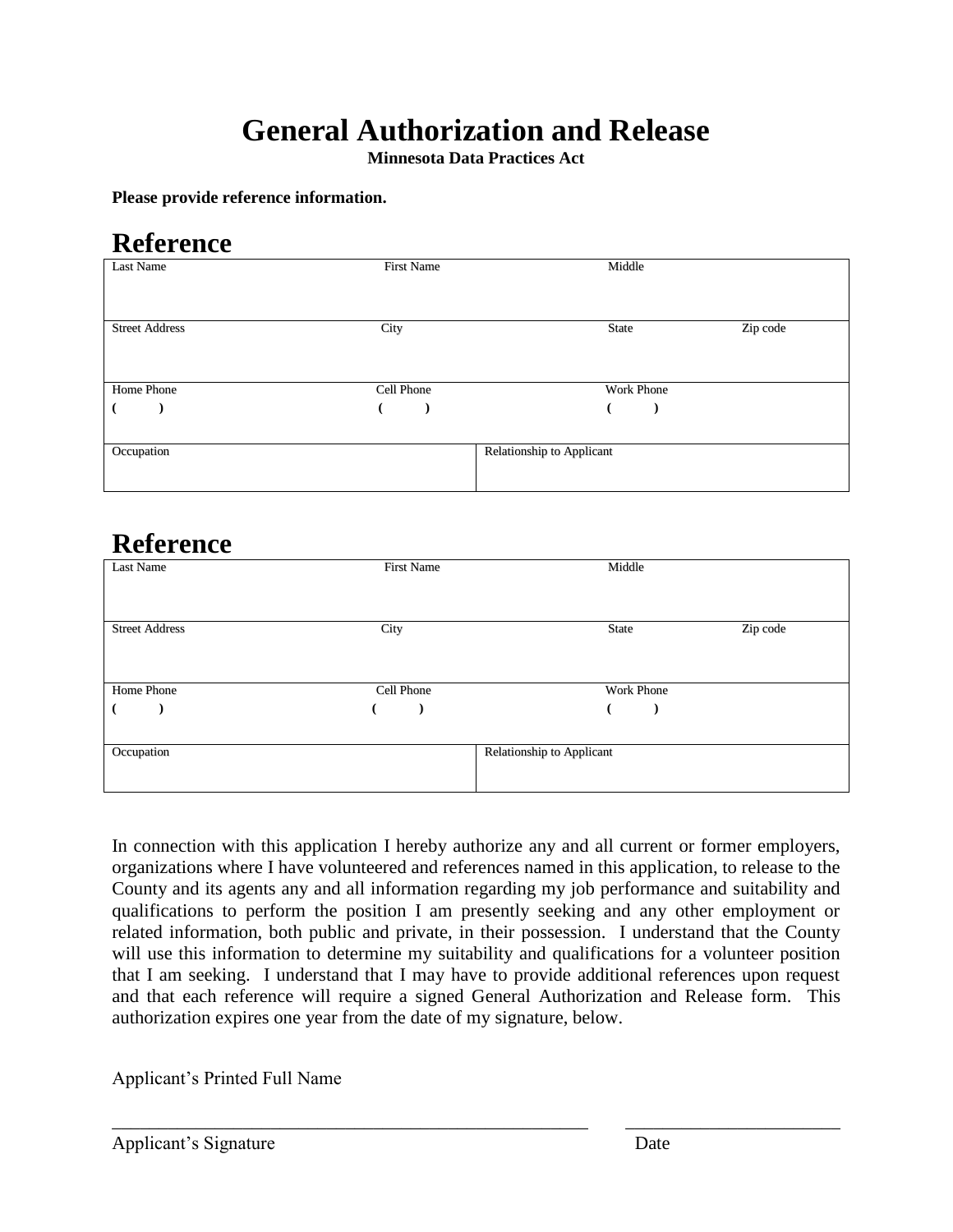# General Authorization and Release

**Minnesota Data Practices Act**

**Please provide reference information.**

## Reference

| Last Name | First Name | Middle | |
|---|---|---|---|
| Street Address | City | State | Zip code |
| Home Phone<br>(     ) | Cell Phone<br>(     ) | Work Phone<br>(     ) | |
| Occupation | | Relationship to Applicant | |

## Reference

| Last Name | First Name | Middle | |
|---|---|---|---|
| Street Address | City | State | Zip code |
| Home Phone<br>(     ) | Cell Phone<br>(     ) | Work Phone<br>(     ) | |
| Occupation | | Relationship to Applicant | |

In connection with this application I hereby authorize any and all current or former employers, organizations where I have volunteered and references named in this application, to release to the County and its agents any and all information regarding my job performance and suitability and qualifications to perform the position I am presently seeking and any other employment or related information, both public and private, in their possession. I understand that the County will use this information to determine my suitability and qualifications for a volunteer position that I am seeking. I understand that I may have to provide additional references upon request and that each reference will require a signed General Authorization and Release form. This authorization expires one year from the date of my signature, below.

Applicant's Printed Full Name

_______________________________________________ ____________________

Applicant's Signature Date